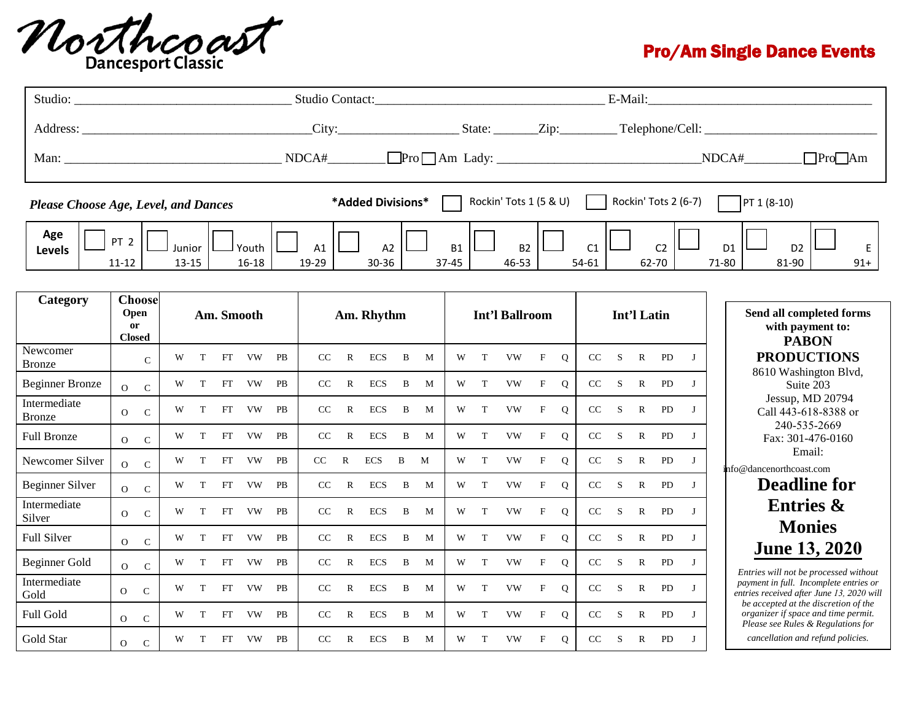# Northcoast Dancesport Classic

## Pro/Am Single Dance Events

Studio: ______________________ Studio Contact: ______________________ E-Mail: ______________________

Address: ______________________ City: ____________ State: ______ Zip: ________ Telephone/Cell: ______________________

Man: ______________________ NDCA# ________ ☐ Pro ☐ Am Lady: ______________________ NDCA# ________ ☐ Pro ☐ Am

***Please Choose Age, Level, and Dances***

**\*Added Divisions\*** ☐ Rockin' Tots 1 (5 & U) ☐ Rockin' Tots 2 (6-7) ☐ PT 1 (8-10)

| Age Levels | ☐ PT 2 | ☐ Junior | ☐ Youth | ☐ A1 | ☐ A2 | ☐ B1 | ☐ B2 | ☐ C1 | ☐ C2 | ☐ D1 | ☐ D2 | ☐ E |
|---|---|---|---|---|---|---|---|---|---|---|---|---|
| | 11-12 | 13-15 | 16-18 | 19-29 | 30-36 | 37-45 | 46-53 | 54-61 | 62-70 | 71-80 | 81-90 | 91+ |

| Category | Choose Open or Closed | Am. Smooth | Am. Rhythm | Int'l Ballroom | Int'l Latin |
|---|---|---|---|---|---|
| Newcomer Bronze | C | W T FT VW PB | CC R ECS B M | W T VW F Q | CC S R PD J |
| Beginner Bronze | O C | W T FT VW PB | CC R ECS B M | W T VW F Q | CC S R PD J |
| Intermediate Bronze | O C | W T FT VW PB | CC R ECS B M | W T VW F Q | CC S R PD J |
| Full Bronze | O C | W T FT VW PB | CC R ECS B M | W T VW F Q | CC S R PD J |
| Newcomer Silver | O C | W T FT VW PB | CC R ECS B M | W T VW F Q | CC S R PD J |
| Beginner Silver | O C | W T FT VW PB | CC R ECS B M | W T VW F Q | CC S R PD J |
| Intermediate Silver | O C | W T FT VW PB | CC R ECS B M | W T VW F Q | CC S R PD J |
| Full Silver | O C | W T FT VW PB | CC R ECS B M | W T VW F Q | CC S R PD J |
| Beginner Gold | O C | W T FT VW PB | CC R ECS B M | W T VW F Q | CC S R PD J |
| Intermediate Gold | O C | W T FT VW PB | CC R ECS B M | W T VW F Q | CC S R PD J |
| Full Gold | O C | W T FT VW PB | CC R ECS B M | W T VW F Q | CC S R PD J |
| Gold Star | O C | W T FT VW PB | CC R ECS B M | W T VW F Q | CC S R PD J |

**Send all completed forms with payment to:**
**PABON PRODUCTIONS**
8610 Washington Blvd, Suite 203
Jessup, MD 20794
Call 443-618-8388 or 240-535-2669
Fax: 301-476-0160
Email:
info@dancenorthcoast.com

# Deadline for Entries & Monies

# June 13, 2020

*Entries will not be processed without payment in full. Incomplete entries or entries received after June 13, 2020 will be accepted at the discretion of the organizer if space and time permit. Please see Rules & Regulations for cancellation and refund policies.*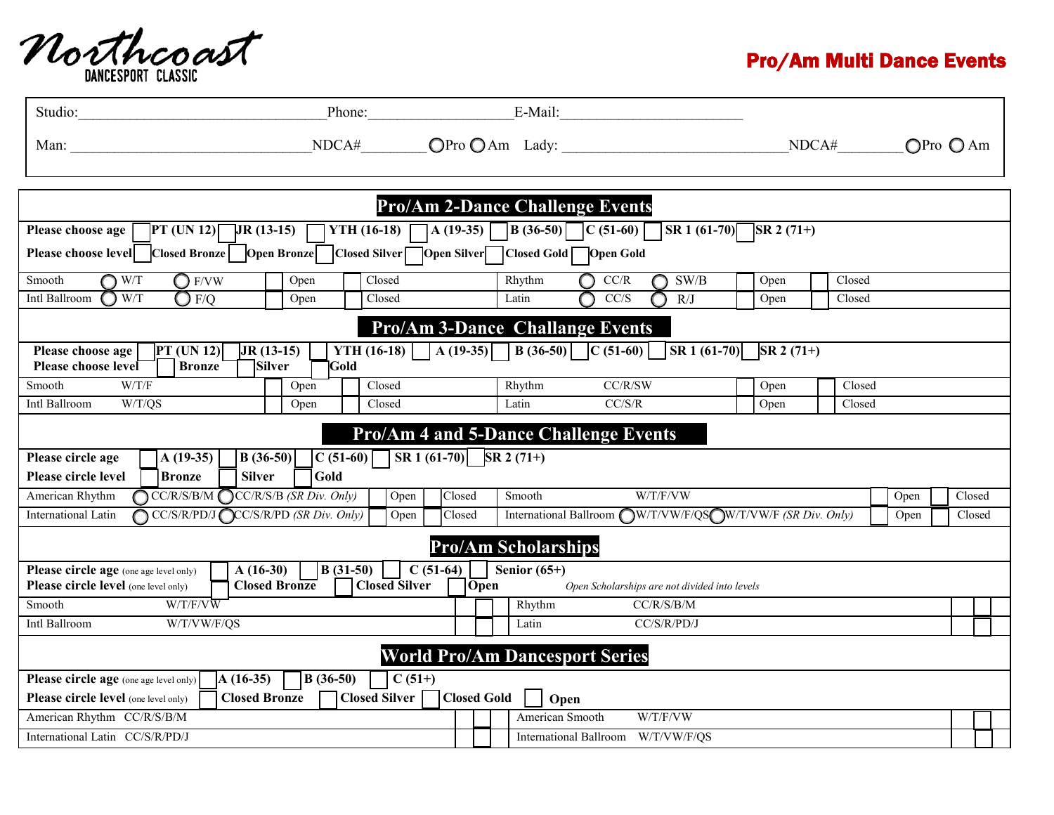Northcoast DANCESPORT CLASSIC

## Pro/Am Multi Dance Events

Studio:________________________________ Phone:__________________ E-Mail:______________________

Man: ______________________________ NDCA#________ ◯Pro ◯Am Lady: ____________________________ NDCA#________ ◯Pro ◯Am

## Pro/Am 2-Dance Challenge Events

**Please choose age** ☐ **PT (UN 12)** ☐ **JR (13-15)** ☐ **YTH (16-18)** ☐ **A (19-35)** ☐ **B (36-50)** ☐ **C (51-60)** ☐ **SR 1 (61-70)** ☐ **SR 2 (71+)**

**Please choose level** ☐ **Closed Bronze** ☐ **Open Bronze** ☐ **Closed Silver** ☐ **Open Silver** ☐ **Closed Gold** ☐ **Open Gold**

| | | | | | | | | | | | | |
|---|---|---|---|---|---|---|---|---|---|---|---|---|
| Smooth | ◯ W/T | ◯ F/VW | ☐ | Open | ☐ | Closed | Rhythm | ◯ CC/R | ◯ SW/B | ☐ Open | ☐ | Closed |
| Intl Ballroom | ◯ W/T | ◯ F/Q | ☐ | Open | ☐ | Closed | Latin | ◯ CC/S | ◯ R/J | ☐ Open | ☐ | Closed |

## Pro/Am 3-Dance Challange Events

**Please choose age** ☐ **PT (UN 12)** ☐ **JR (13-15)** ☐ **YTH (16-18)** ☐ **A (19-35)** ☐ **B (36-50)** ☐ **C (51-60)** ☐ **SR 1 (61-70)** ☐ **SR 2 (71+)**

**Please choose level** ☐ **Bronze** ☐ **Silver** ☐ **Gold**

| | | | | | | | | | | | |
|---|---|---|---|---|---|---|---|---|---|---|---|
| Smooth | W/T/F | ☐ | Open | ☐ | Closed | Rhythm | CC/R/SW | ☐ | Open | ☐ | Closed |
| Intl Ballroom | W/T/QS | ☐ | Open | ☐ | Closed | Latin | CC/S/R | ☐ | Open | ☐ | Closed |

## Pro/Am 4 and 5-Dance Challenge Events

**Please circle age** ☐ **A (19-35)** ☐ **B (36-50)** ☐ **C (51-60)** ☐ **SR 1 (61-70)** ☐ **SR 2 (71+)**

**Please circle level** ☐ **Bronze** ☐ **Silver** ☐ **Gold**

| | | | | | | | | | | | | |
|---|---|---|---|---|---|---|---|---|---|---|---|---|
| American Rhythm | ◯ CC/R/S/B/M | ◯ CC/R/S/B *(SR Div. Only)* | ☐ | Open | ☐ | Closed | Smooth | W/T/F/VW | ☐ | Open | ☐ | Closed |
| International Latin | ◯ CC/S/R/PD/J | ◯ CC/S/R/PD *(SR Div. Only)* | ☐ | Open | ☐ | Closed | International Ballroom | ◯ W/T/VW/F/QS ◯ W/T/VW/F *(SR Div. Only)* | ☐ | Open | ☐ | Closed |

## Pro/Am Scholarships

**Please circle age** (one age level only) ☐ **A (16-30)** ☐ **B (31-50)** ☐ **C (51-64)** ☐ **Senior (65+)**

**Please circle level** (one level only) ☐ **Closed Bronze** ☐ **Closed Silver** ☐ **Open** *Open Scholarships are not divided into levels*

| | | | | | |
|---|---|---|---|---|---|
| Smooth | W/T/F/VW | ☐ | Rhythm | CC/R/S/B/M | ☐ |
| Intl Ballroom | W/T/VW/F/QS | ☐ | Latin | CC/S/R/PD/J | ☐ |

## World Pro/Am Dancesport Series

**Please circle age** (one age level only) ☐ **A (16-35)** ☐ **B (36-50)** ☐ **C (51+)**

**Please circle level** (one level only) ☐ **Closed Bronze** ☐ **Closed Silver** ☐ **Closed Gold** ☐ **Open**

| | | | | | |
|---|---|---|---|---|---|
| American Rhythm | CC/R/S/B/M | ☐ | American Smooth | W/T/F/VW | ☐ |
| International Latin | CC/S/R/PD/J | ☐ | International Ballroom | W/T/VW/F/QS | ☐ |